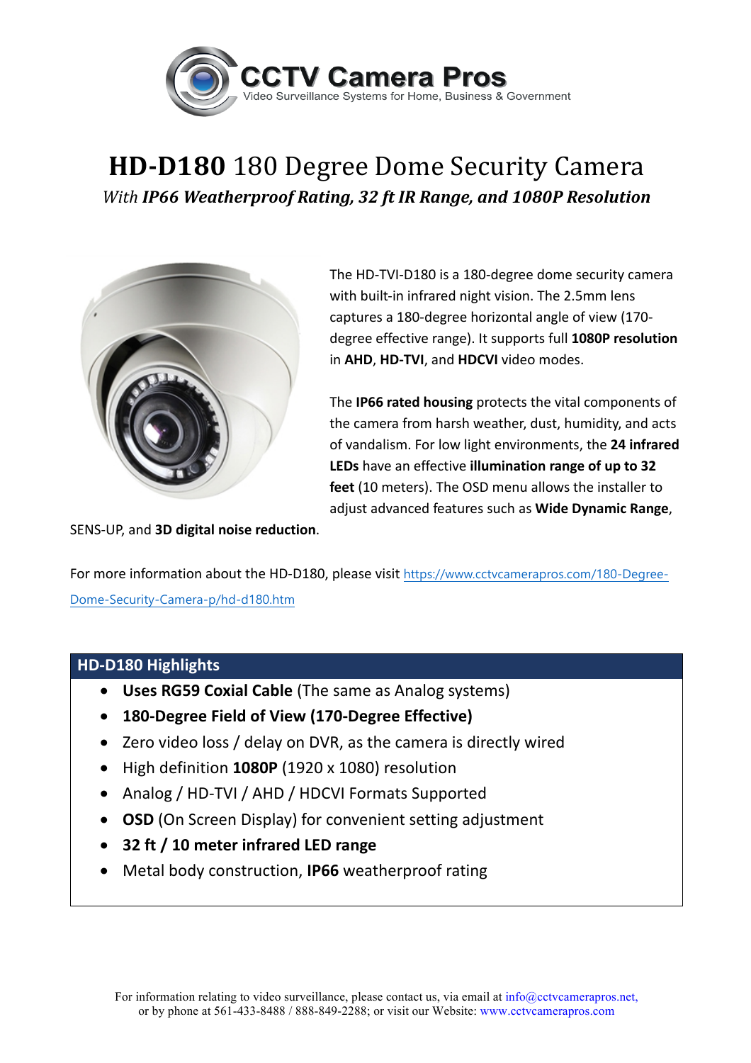**CCTV Camera Pros**
Video Surveillance Systems for Home, Business & Government

# **HD-D180** 180 Degree Dome Security Camera

*With **IP66 Weatherproof Rating, 32 ft IR Range, and 1080P Resolution***

The HD-TVI-D180 is a 180-degree dome security camera with built-in infrared night vision. The 2.5mm lens captures a 180-degree horizontal angle of view (170-degree effective range). It supports full **1080P resolution** in **AHD**, **HD-TVI**, and **HDCVI** video modes.

The **IP66 rated housing** protects the vital components of the camera from harsh weather, dust, humidity, and acts of vandalism. For low light environments, the **24 infrared LEDs** have an effective **illumination range of up to 32 feet** (10 meters). The OSD menu allows the installer to adjust advanced features such as **Wide Dynamic Range**, SENS-UP, and **3D digital noise reduction**.

For more information about the HD-D180, please visit https://www.cctvcamerapros.com/180-Degree-Dome-Security-Camera-p/hd-d180.htm

## HD-D180 Highlights

- **Uses RG59 Coxial Cable** (The same as Analog systems)
- **180-Degree Field of View (170-Degree Effective)**
- Zero video loss / delay on DVR, as the camera is directly wired
- High definition **1080P** (1920 x 1080) resolution
- Analog / HD-TVI / AHD / HDCVI Formats Supported
- **OSD** (On Screen Display) for convenient setting adjustment
- **32 ft / 10 meter infrared LED range**
- Metal body construction, **IP66** weatherproof rating

For information relating to video surveillance, please contact us, via email at info@cctvcamerapros.net, or by phone at 561-433-8488 / 888-849-2288; or visit our Website: www.cctvcamerapros.com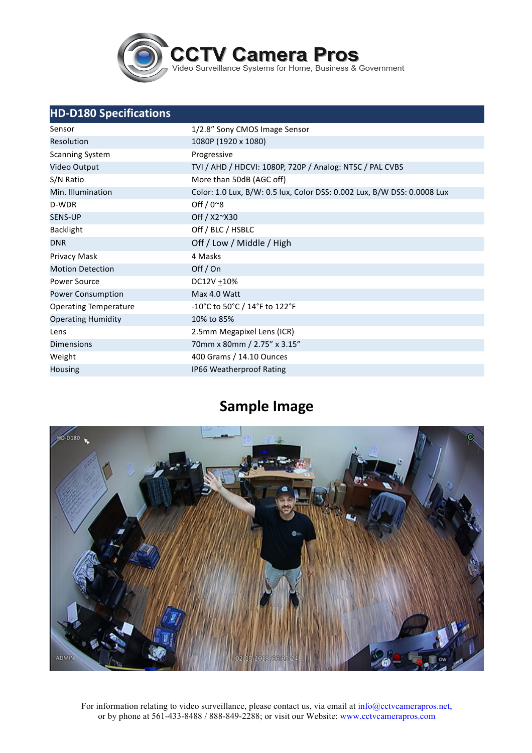# CCTV Camera Pros

Video Surveillance Systems for Home, Business & Government

## HD-D180 Specifications

| | |
|---|---|
| Sensor | 1/2.8” Sony CMOS Image Sensor |
| Resolution | 1080P (1920 x 1080) |
| Scanning System | Progressive |
| Video Output | TVI / AHD / HDCVI: 1080P, 720P / Analog: NTSC / PAL CVBS |
| S/N Ratio | More than 50dB (AGC off) |
| Min. Illumination | Color: 1.0 Lux, B/W: 0.5 lux, Color DSS: 0.002 Lux, B/W DSS: 0.0008 Lux |
| D-WDR | Off / 0~8 |
| SENS-UP | Off / X2~X30 |
| Backlight | Off / BLC / HSBLC |
| DNR | Off / Low / Middle / High |
| Privacy Mask | 4 Masks |
| Motion Detection | Off / On |
| Power Source | DC12V ±10% |
| Power Consumption | Max 4.0 Watt |
| Operating Temperature | -10°C to 50°C / 14°F to 122°F |
| Operating Humidity | 10% to 85% |
| Lens | 2.5mm Megapixel Lens (ICR) |
| Dimensions | 70mm x 80mm / 2.75” x 3.15” |
| Weight | 400 Grams / 14.10 Ounces |
| Housing | IP66 Weatherproof Rating |

## Sample Image

For information relating to video surveillance, please contact us, via email at info@cctvcamerapros.net, or by phone at 561-433-8488 / 888-849-2288; or visit our Website: www.cctvcamerapros.com